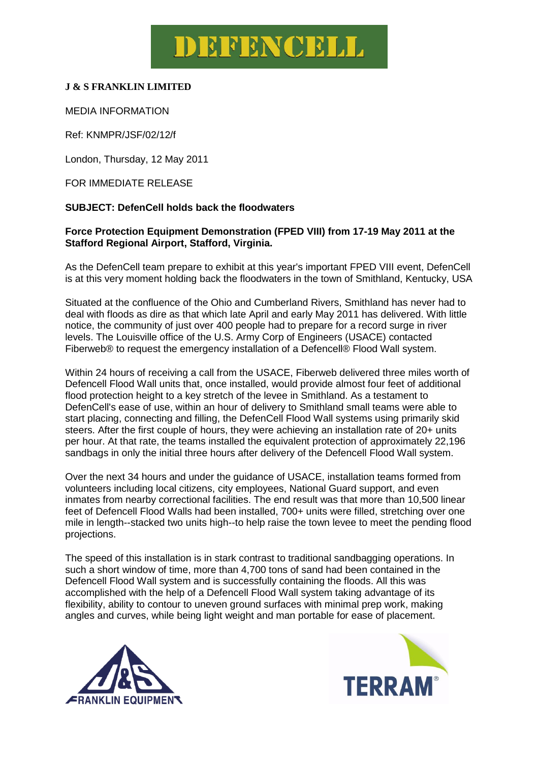DEFENCELL

**J & S FRANKLIN LIMITED**

MEDIA INFORMATION

Ref: KNMPR/JSF/02/12/f

London, Thursday, 12 May 2011

FOR IMMEDIATE RELEASE

**SUBJECT: DefenCell holds back the floodwaters**

**Force Protection Equipment Demonstration (FPED VIII) from 17-19 May 2011 at the Stafford Regional Airport, Stafford, Virginia.**

As the DefenCell team prepare to exhibit at this year's important FPED VIII event, DefenCell is at this very moment holding back the floodwaters in the town of Smithland, Kentucky, USA

Situated at the confluence of the Ohio and Cumberland Rivers, Smithland has never had to deal with floods as dire as that which late April and early May 2011 has delivered. With little notice, the community of just over 400 people had to prepare for a record surge in river levels. The Louisville office of the U.S. Army Corp of Engineers (USACE) contacted Fiberweb® to request the emergency installation of a Defencell® Flood Wall system.

Within 24 hours of receiving a call from the USACE, Fiberweb delivered three miles worth of Defencell Flood Wall units that, once installed, would provide almost four feet of additional flood protection height to a key stretch of the levee in Smithland. As a testament to DefenCell's ease of use, within an hour of delivery to Smithland small teams were able to start placing, connecting and filling, the DefenCell Flood Wall systems using primarily skid steers. After the first couple of hours, they were achieving an installation rate of 20+ units per hour. At that rate, the teams installed the equivalent protection of approximately 22,196 sandbags in only the initial three hours after delivery of the Defencell Flood Wall system.

Over the next 34 hours and under the guidance of USACE, installation teams formed from volunteers including local citizens, city employees, National Guard support, and even inmates from nearby correctional facilities. The end result was that more than 10,500 linear feet of Defencell Flood Walls had been installed, 700+ units were filled, stretching over one mile in length--stacked two units high--to help raise the town levee to meet the pending flood projections.

The speed of this installation is in stark contrast to traditional sandbagging operations. In such a short window of time, more than 4,700 tons of sand had been contained in the Defencell Flood Wall system and is successfully containing the floods. All this was accomplished with the help of a Defencell Flood Wall system taking advantage of its flexibility, ability to contour to uneven ground surfaces with minimal prep work, making angles and curves, while being light weight and man portable for ease of placement.

J&S FRANKLIN EQUIPMENT

TERRAM®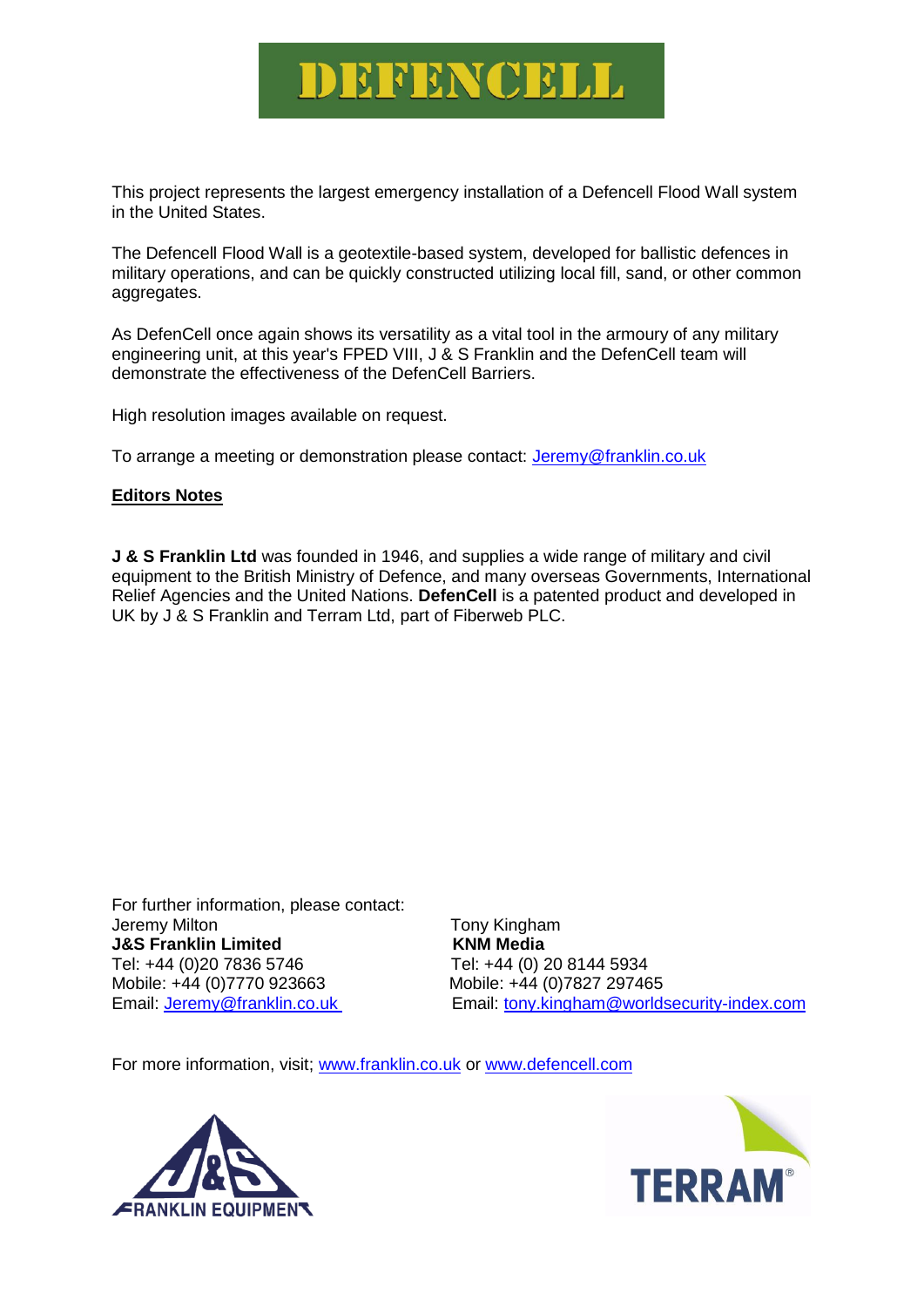DEFENCELL

This project represents the largest emergency installation of a Defencell Flood Wall system in the United States.

The Defencell Flood Wall is a geotextile-based system, developed for ballistic defences in military operations, and can be quickly constructed utilizing local fill, sand, or other common aggregates.

As DefenCell once again shows its versatility as a vital tool in the armoury of any military engineering unit, at this year's FPED VIII, J & S Franklin and the DefenCell team will demonstrate the effectiveness of the DefenCell Barriers.

High resolution images available on request.

To arrange a meeting or demonstration please contact: Jeremy@franklin.co.uk

**Editors Notes**

**J & S Franklin Ltd** was founded in 1946, and supplies a wide range of military and civil equipment to the British Ministry of Defence, and many overseas Governments, International Relief Agencies and the United Nations. **DefenCell** is a patented product and developed in UK by J & S Franklin and Terram Ltd, part of Fiberweb PLC.

For further information, please contact:

Jeremy Milton
**J&S Franklin Limited**
Tel: +44 (0)20 7836 5746
Mobile: +44 (0)7770 923663
Email: Jeremy@franklin.co.uk

Tony Kingham
**KNM Media**
Tel: +44 (0) 20 8144 5934
Mobile: +44 (0)7827 297465
Email: tony.kingham@worldsecurity-index.com

For more information, visit; www.franklin.co.uk or www.defencell.com

J&S FRANKLIN EQUIPMENT

TERRAM®